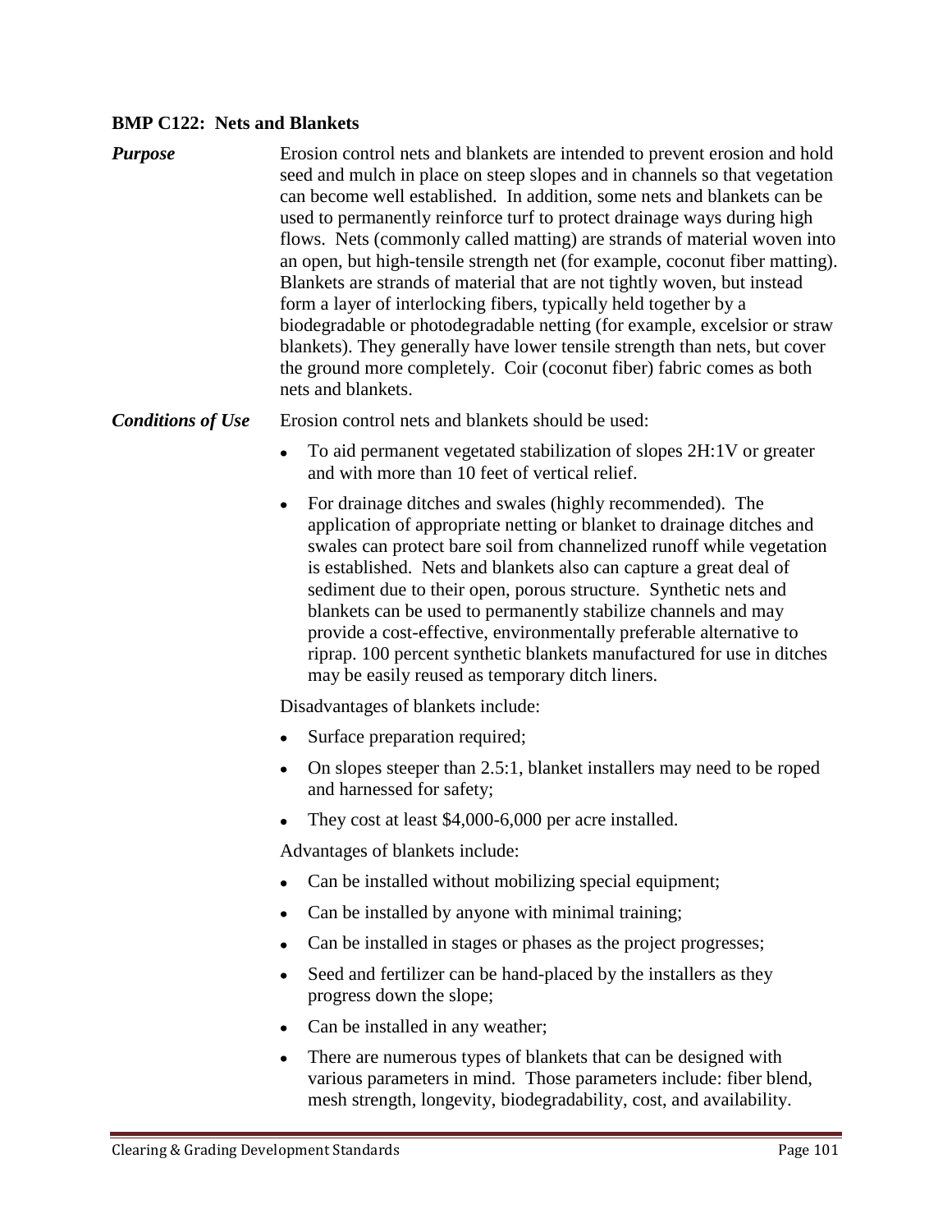**BMP C122: Nets and Blankets**

***Purpose***

Erosion control nets and blankets are intended to prevent erosion and hold seed and mulch in place on steep slopes and in channels so that vegetation can become well established. In addition, some nets and blankets can be used to permanently reinforce turf to protect drainage ways during high flows. Nets (commonly called matting) are strands of material woven into an open, but high-tensile strength net (for example, coconut fiber matting). Blankets are strands of material that are not tightly woven, but instead form a layer of interlocking fibers, typically held together by a biodegradable or photodegradable netting (for example, excelsior or straw blankets). They generally have lower tensile strength than nets, but cover the ground more completely. Coir (coconut fiber) fabric comes as both nets and blankets.

***Conditions of Use***

Erosion control nets and blankets should be used:

- To aid permanent vegetated stabilization of slopes 2H:1V or greater and with more than 10 feet of vertical relief.
- For drainage ditches and swales (highly recommended). The application of appropriate netting or blanket to drainage ditches and swales can protect bare soil from channelized runoff while vegetation is established. Nets and blankets also can capture a great deal of sediment due to their open, porous structure. Synthetic nets and blankets can be used to permanently stabilize channels and may provide a cost-effective, environmentally preferable alternative to riprap. 100 percent synthetic blankets manufactured for use in ditches may be easily reused as temporary ditch liners.

Disadvantages of blankets include:

- Surface preparation required;
- On slopes steeper than 2.5:1, blanket installers may need to be roped and harnessed for safety;
- They cost at least $4,000-6,000 per acre installed.

Advantages of blankets include:

- Can be installed without mobilizing special equipment;
- Can be installed by anyone with minimal training;
- Can be installed in stages or phases as the project progresses;
- Seed and fertilizer can be hand-placed by the installers as they progress down the slope;
- Can be installed in any weather;
- There are numerous types of blankets that can be designed with various parameters in mind. Those parameters include: fiber blend, mesh strength, longevity, biodegradability, cost, and availability.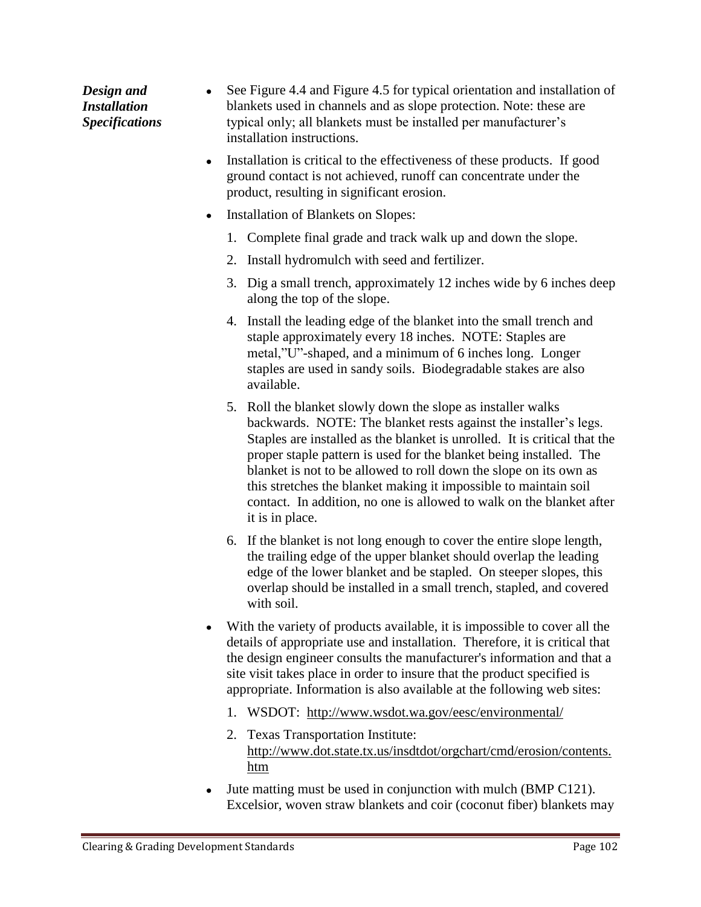***Design and Installation Specifications***

- See Figure 4.4 and Figure 4.5 for typical orientation and installation of blankets used in channels and as slope protection. Note: these are typical only; all blankets must be installed per manufacturer's installation instructions.
- Installation is critical to the effectiveness of these products. If good ground contact is not achieved, runoff can concentrate under the product, resulting in significant erosion.
- Installation of Blankets on Slopes:
  1. Complete final grade and track walk up and down the slope.
  2. Install hydromulch with seed and fertilizer.
  3. Dig a small trench, approximately 12 inches wide by 6 inches deep along the top of the slope.
  4. Install the leading edge of the blanket into the small trench and staple approximately every 18 inches. NOTE: Staples are metal,"U"-shaped, and a minimum of 6 inches long. Longer staples are used in sandy soils. Biodegradable stakes are also available.
  5. Roll the blanket slowly down the slope as installer walks backwards. NOTE: The blanket rests against the installer's legs. Staples are installed as the blanket is unrolled. It is critical that the proper staple pattern is used for the blanket being installed. The blanket is not to be allowed to roll down the slope on its own as this stretches the blanket making it impossible to maintain soil contact. In addition, no one is allowed to walk on the blanket after it is in place.
  6. If the blanket is not long enough to cover the entire slope length, the trailing edge of the upper blanket should overlap the leading edge of the lower blanket and be stapled. On steeper slopes, this overlap should be installed in a small trench, stapled, and covered with soil.
- With the variety of products available, it is impossible to cover all the details of appropriate use and installation. Therefore, it is critical that the design engineer consults the manufacturer's information and that a site visit takes place in order to insure that the product specified is appropriate. Information is also available at the following web sites:
  1. WSDOT: http://www.wsdot.wa.gov/eesc/environmental/
  2. Texas Transportation Institute: http://www.dot.state.tx.us/insdtdot/orgchart/cmd/erosion/contents.htm
- Jute matting must be used in conjunction with mulch (BMP C121). Excelsior, woven straw blankets and coir (coconut fiber) blankets may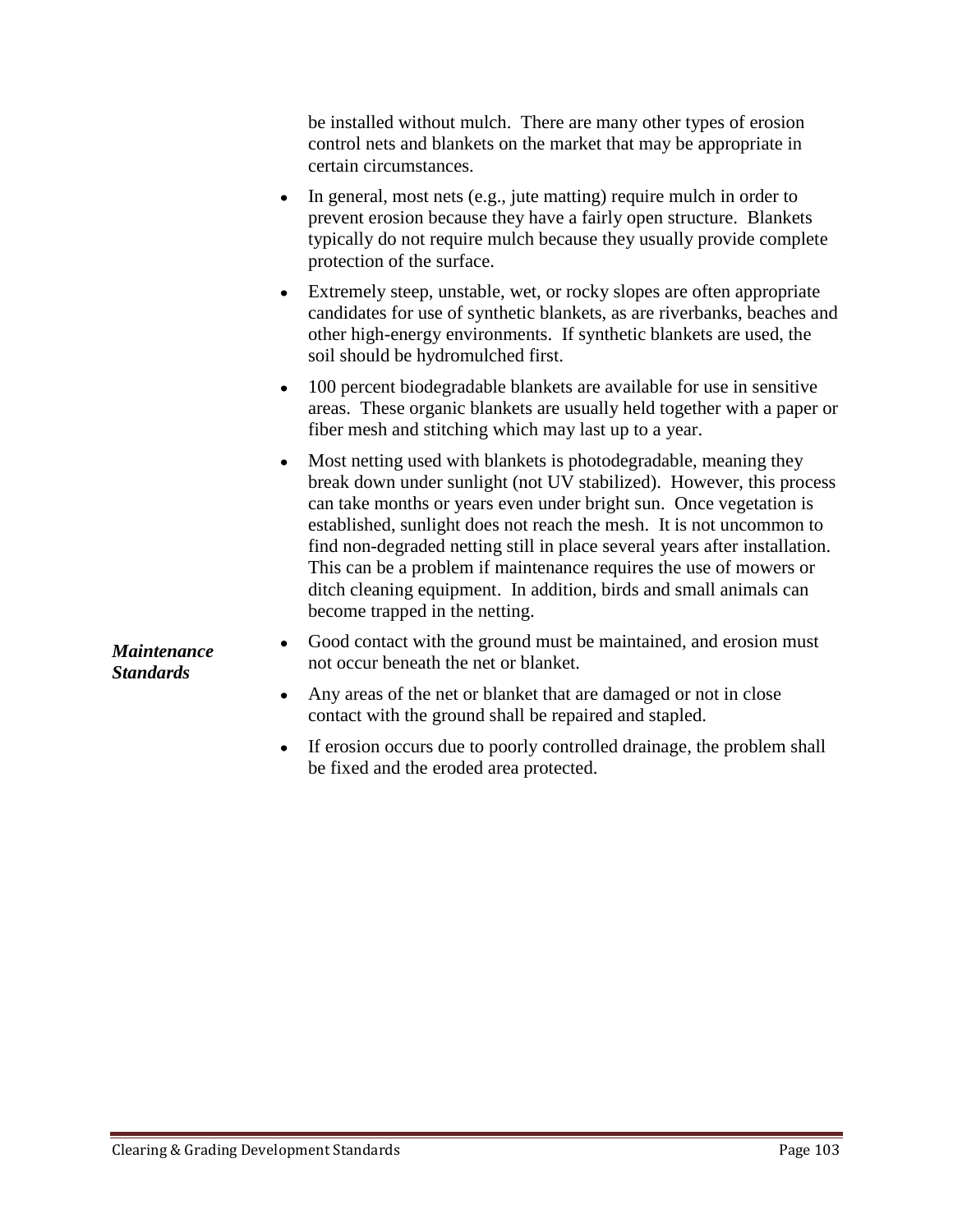be installed without mulch. There are many other types of erosion control nets and blankets on the market that may be appropriate in certain circumstances.

- In general, most nets (e.g., jute matting) require mulch in order to prevent erosion because they have a fairly open structure. Blankets typically do not require mulch because they usually provide complete protection of the surface.
- Extremely steep, unstable, wet, or rocky slopes are often appropriate candidates for use of synthetic blankets, as are riverbanks, beaches and other high-energy environments. If synthetic blankets are used, the soil should be hydromulched first.
- 100 percent biodegradable blankets are available for use in sensitive areas. These organic blankets are usually held together with a paper or fiber mesh and stitching which may last up to a year.
- Most netting used with blankets is photodegradable, meaning they break down under sunlight (not UV stabilized). However, this process can take months or years even under bright sun. Once vegetation is established, sunlight does not reach the mesh. It is not uncommon to find non-degraded netting still in place several years after installation. This can be a problem if maintenance requires the use of mowers or ditch cleaning equipment. In addition, birds and small animals can become trapped in the netting.

***Maintenance Standards***

- Good contact with the ground must be maintained, and erosion must not occur beneath the net or blanket.
- Any areas of the net or blanket that are damaged or not in close contact with the ground shall be repaired and stapled.
- If erosion occurs due to poorly controlled drainage, the problem shall be fixed and the eroded area protected.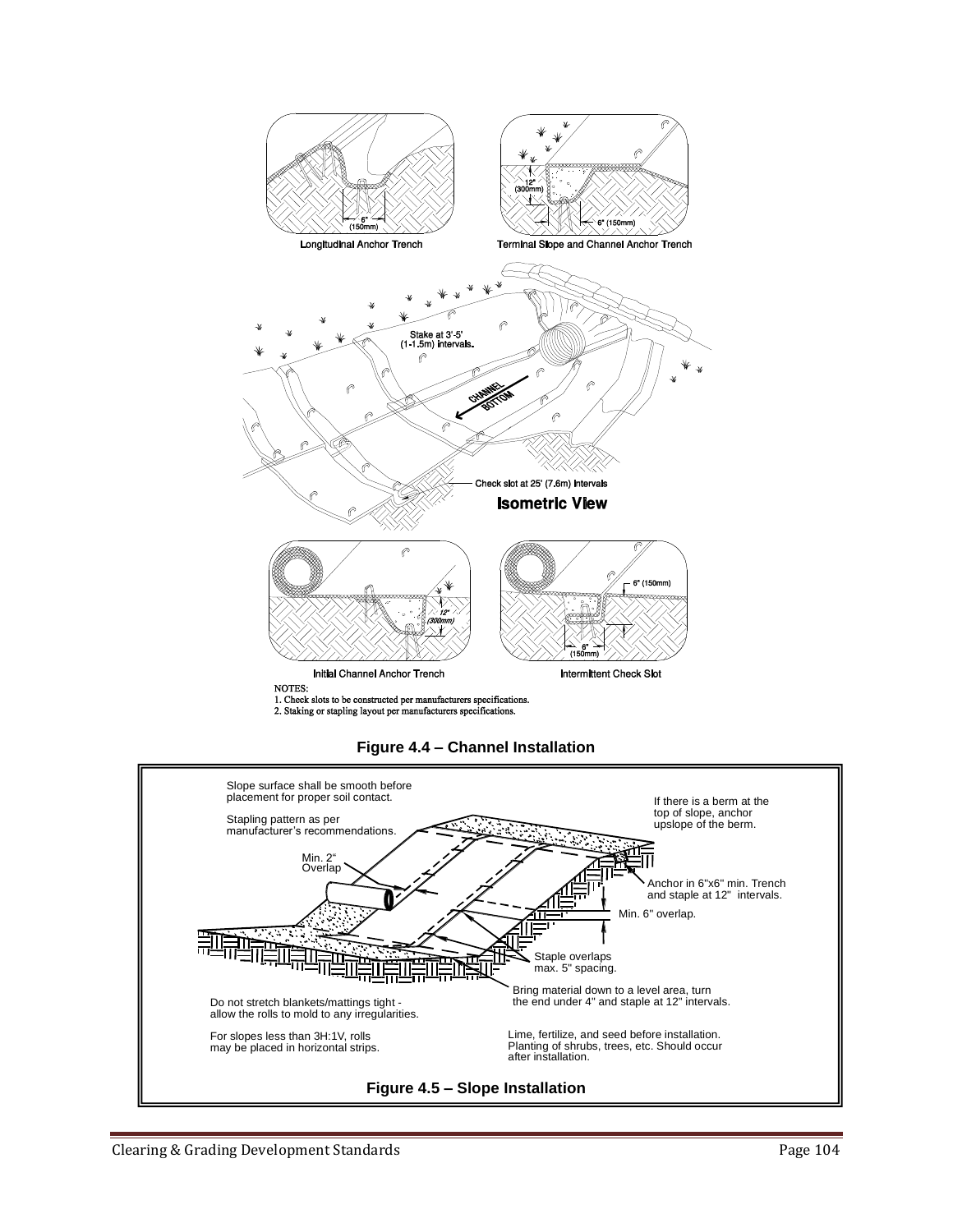Longitudinal Anchor Trench

6" (150mm)

Terminal Slope and Channel Anchor Trench

12" (300mm)

6" (150mm)

Stake at 3'-5' (1-1.5m) intervals.

CHANNEL BOTTOM

Check slot at 25' (7.6m) Intervals

Isometric View

Initial Channel Anchor Trench

12" (300mm)

Intermittent Check Slot

6" (150mm)

6" (150mm)

NOTES:
1. Check slots to be constructed per manufacturers specifications.
2. Staking or stapling layout per manufacturers specifications.

**Figure 4.4 – Channel Installation**

Slope surface shall be smooth before placement for proper soil contact.

Stapling pattern as per manufacturer's recommendations.

If there is a berm at the top of slope, anchor upslope of the berm.

Min. 2" Overlap

Anchor in 6"x6" min. Trench and staple at 12" intervals.

Min. 6" overlap.

Staple overlaps max. 5" spacing.

Bring material down to a level area, turn the end under 4" and staple at 12" intervals.

Do not stretch blankets/mattings tight - allow the rolls to mold to any irregularities.

For slopes less than 3H:1V, rolls may be placed in horizontal strips.

Lime, fertilize, and seed before installation. Planting of shrubs, trees, etc. Should occur after installation.

**Figure 4.5 – Slope Installation**